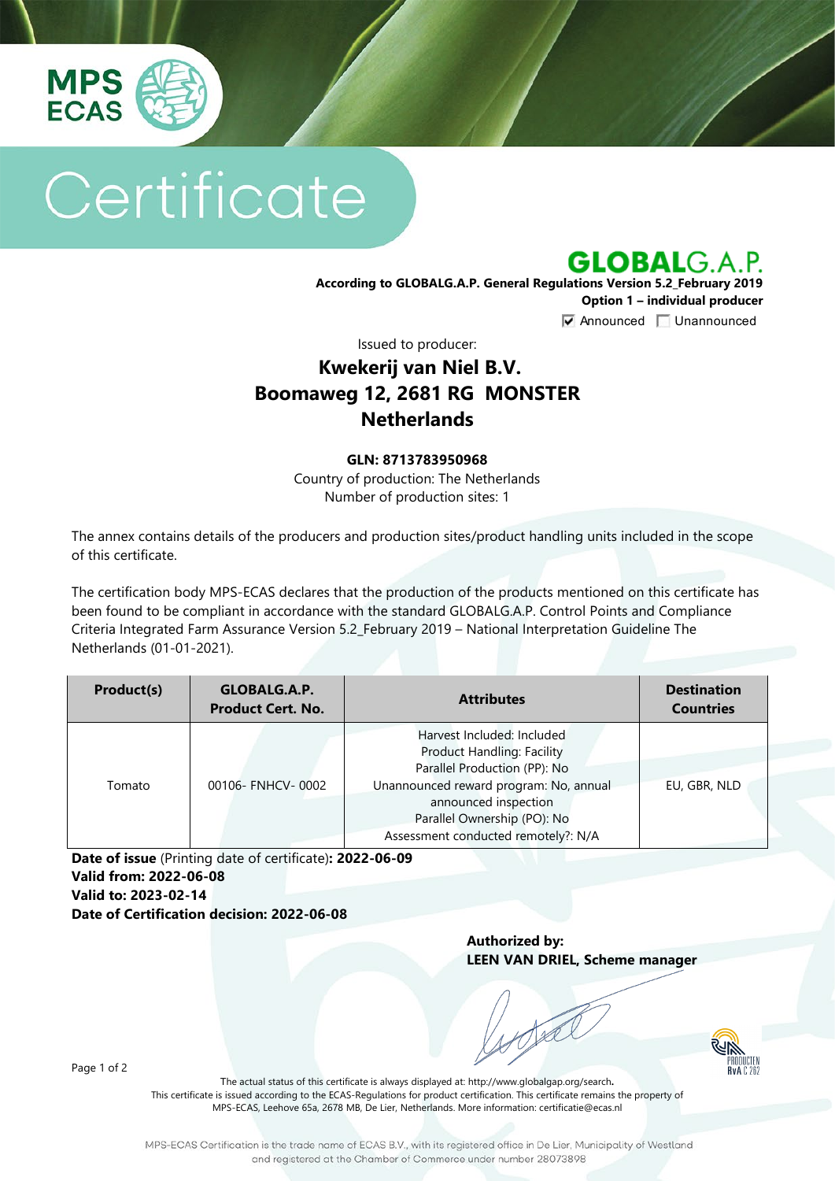# Certificate

**GLOBALG.A.P.**

**According to GLOBALG.A.P. General Regulations Version 5.2_February 2019**

**Option 1 – individual producer**

☑ Announced ☐ Unannounced

Issued to producer:

## Kwekerij van Niel B.V.
## Boomaweg 12, 2681 RG MONSTER
## Netherlands

**GLN: 8713783950968**

Country of production: The Netherlands

Number of production sites: 1

The annex contains details of the producers and production sites/product handling units included in the scope of this certificate.

The certification body MPS-ECAS declares that the production of the products mentioned on this certificate has been found to be compliant in accordance with the standard GLOBALG.A.P. Control Points and Compliance Criteria Integrated Farm Assurance Version 5.2_February 2019 – National Interpretation Guideline The Netherlands (01-01-2021).

| Product(s) | GLOBALG.A.P. Product Cert. No. | Attributes | Destination Countries |
|---|---|---|---|
| Tomato | 00106- FNHCV- 0002 | Harvest Included: Included<br>Product Handling: Facility<br>Parallel Production (PP): No<br>Unannounced reward program: No, annual announced inspection<br>Parallel Ownership (PO): No<br>Assessment conducted remotely?: N/A | EU, GBR, NLD |

**Date of issue** (Printing date of certificate)**: 2022-06-09**
**Valid from: 2022-06-08**
**Valid to: 2023-02-14**
**Date of Certification decision: 2022-06-08**

**Authorized by:**
**LEEN VAN DRIEL, Scheme manager**

The actual status of this certificate is always displayed at: http://www.globalgap.org/search**.**
This certificate is issued according to the ECAS-Regulations for product certification. This certificate remains the property of MPS-ECAS, Leehove 65a, 2678 MB, De Lier, Netherlands. More information: certificatie@ecas.nl

MPS-ECAS Certification is the trade name of ECAS B.V., with its registered office in De Lier, Municipality of Westland and registered at the Chamber of Commerce under number 28073898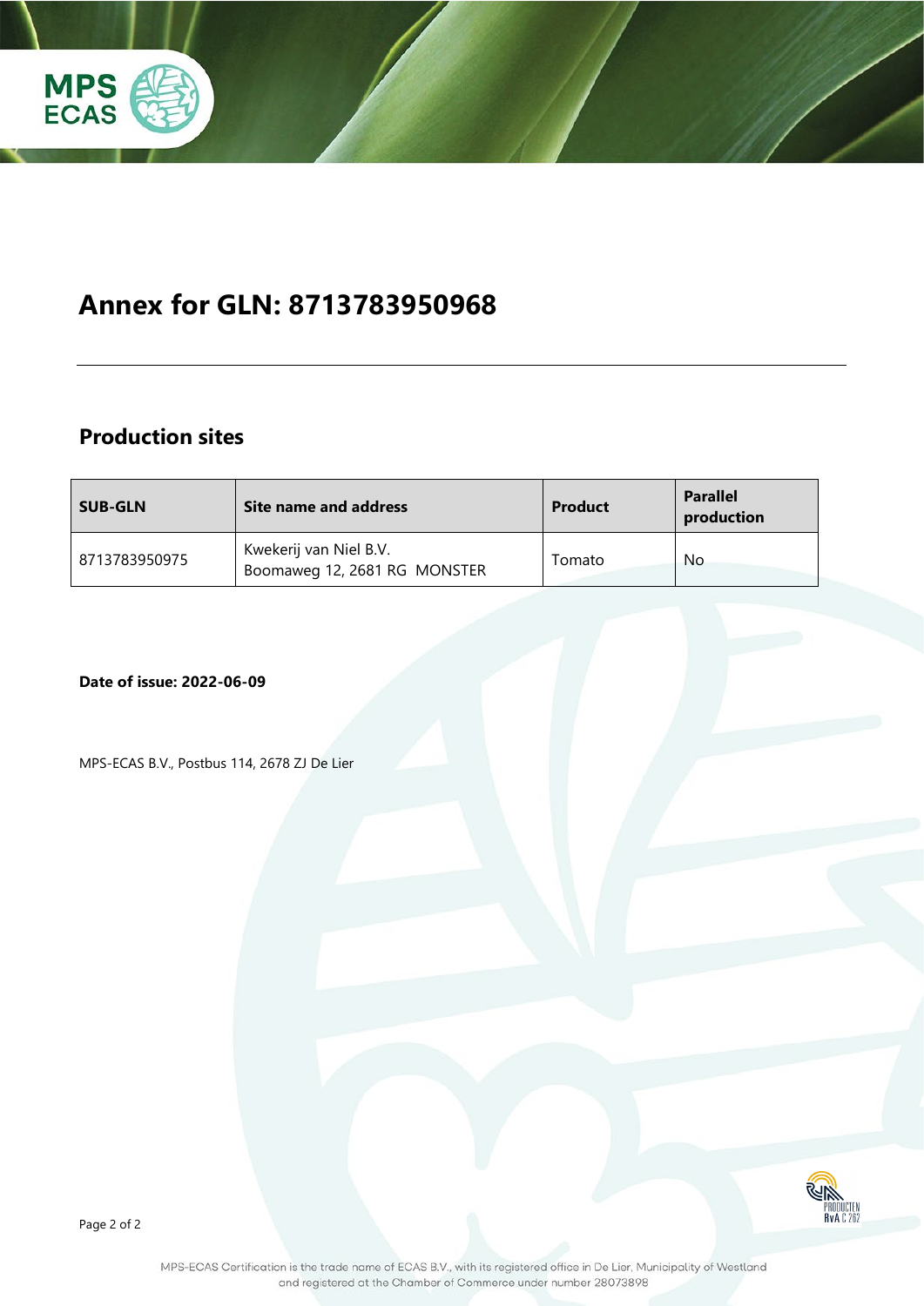# Annex for GLN: 8713783950968

## Production sites

| SUB-GLN | Site name and address | Product | Parallel production |
|---|---|---|---|
| 8713783950975 | Kwekerij van Niel B.V.<br>Boomaweg 12, 2681 RG  MONSTER | Tomato | No |

**Date of issue: 2022-06-09**

MPS-ECAS B.V., Postbus 114, 2678 ZJ De Lier

MPS-ECAS Certification is the trade name of ECAS B.V., with its registered office in De Lier, Municipality of Westland and registered at the Chamber of Commerce under number 28073898